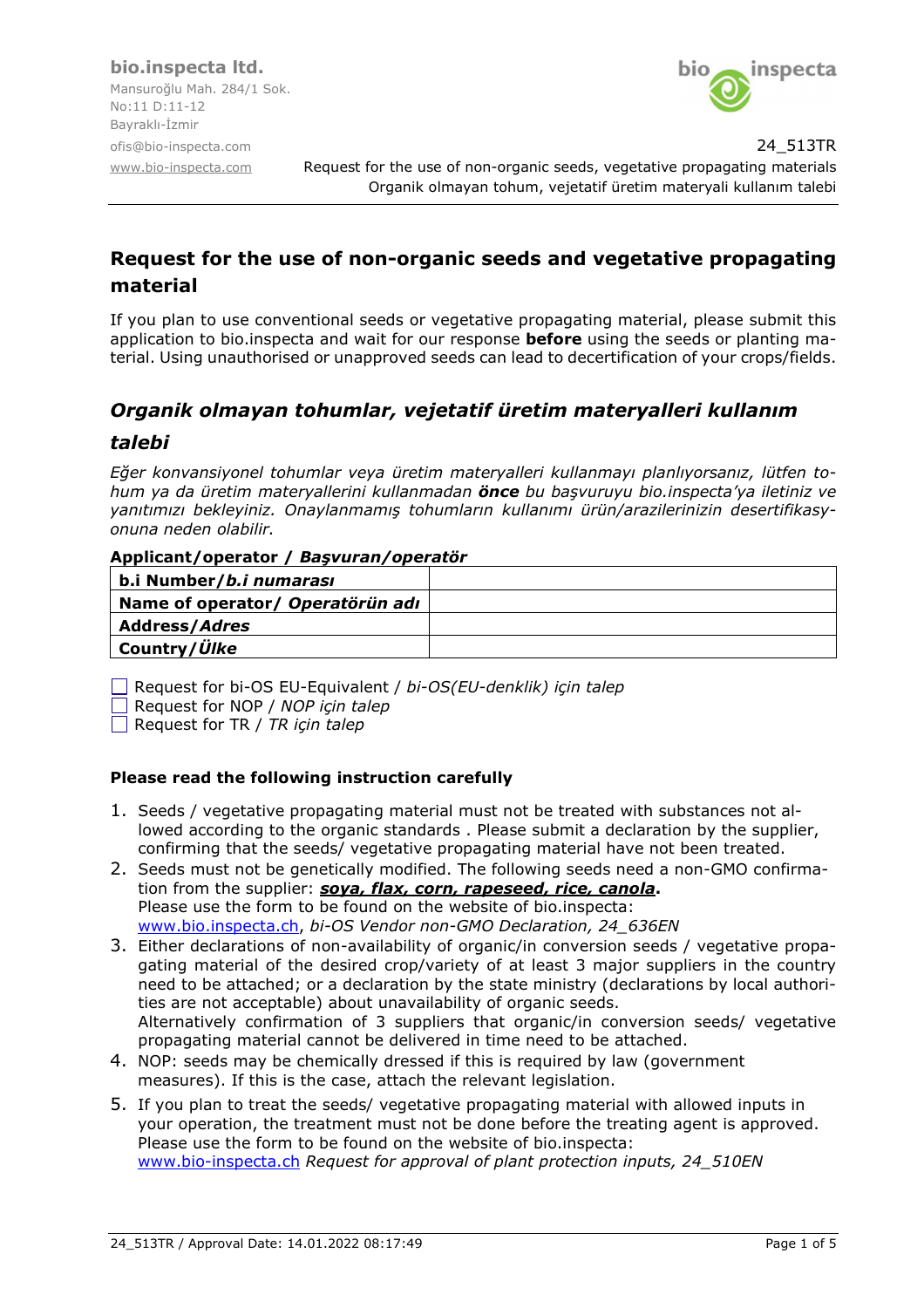bio.inspecta ltd.
Mansuroğlu Mah. 284/1 Sok.
No:11 D:11-12
Bayraklı-İzmir
ofis@bio-inspecta.com
www.bio-inspecta.com

24_513TR
Request for the use of non-organic seeds, vegetative propagating materials
Organik olmayan tohum, vejetatif üretim materyali kullanım talebi

## Request for the use of non-organic seeds and vegetative propagating material

If you plan to use conventional seeds or vegetative propagating material, please submit this application to bio.inspecta and wait for our response **before** using the seeds or planting material. Using unauthorised or unapproved seeds can lead to decertification of your crops/fields.

## *Organik olmayan tohumlar, vejetatif üretim materyalleri kullanım talebi*

*Eğer konvansiyonel tohumlar veya üretim materyalleri kullanmayı planlıyorsanız, lütfen tohum ya da üretim materyallerini kullanmadan **önce** bu başvuruyu bio.inspecta'ya iletiniz ve yanıtımızı bekleyiniz. Onaylanmamış tohumların kullanımı ürün/arazilerinizin desertifikasyonuna neden olabilir.*

**Applicant/operator / *Başvuran/operatör***

| | |
|---|---|
| **b.i Number/*b.i numarası*** | |
| **Name of operator/ *Operatörün adı*** | |
| **Address/*Adres*** | |
| **Country/*Ülke*** | |

☐ Request for bi-OS EU-Equivalent / *bi-OS(EU-denklik) için talep*
☐ Request for NOP / *NOP için talep*
☐ Request for TR / *TR için talep*

**Please read the following instruction carefully**

1. Seeds / vegetative propagating material must not be treated with substances not allowed according to the organic standards . Please submit a declaration by the supplier, confirming that the seeds/ vegetative propagating material have not been treated.
2. Seeds must not be genetically modified. The following seeds need a non-GMO confirmation from the supplier: ***soya, flax, corn, rapeseed, rice, canola*.**
   Please use the form to be found on the website of bio.inspecta:
   www.bio.inspecta.ch, *bi-OS Vendor non-GMO Declaration, 24_636EN*
3. Either declarations of non-availability of organic/in conversion seeds / vegetative propagating material of the desired crop/variety of at least 3 major suppliers in the country need to be attached; or a declaration by the state ministry (declarations by local authorities are not acceptable) about unavailability of organic seeds.
   Alternatively confirmation of 3 suppliers that organic/in conversion seeds/ vegetative propagating material cannot be delivered in time need to be attached.
4. NOP: seeds may be chemically dressed if this is required by law (government measures). If this is the case, attach the relevant legislation.
5. If you plan to treat the seeds/ vegetative propagating material with allowed inputs in your operation, the treatment must not be done before the treating agent is approved.
   Please use the form to be found on the website of bio.inspecta:
   www.bio-inspecta.ch *Request for approval of plant protection inputs, 24_510EN*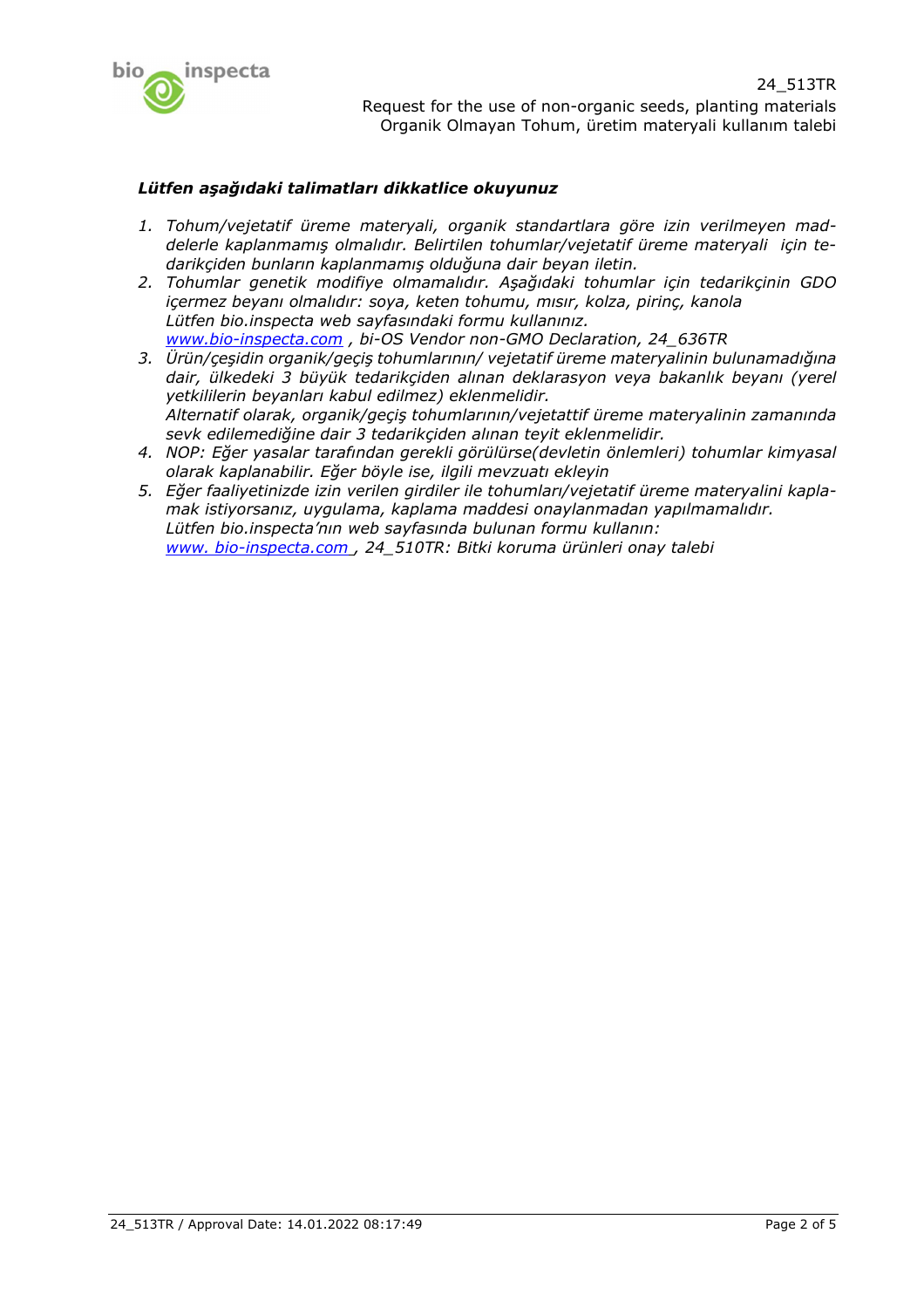***Lütfen aşağıdaki talimatları dikkatlice okuyunuz***

1. *Tohum/vejetatif üreme materyali, organik standartlara göre izin verilmeyen maddelerle kaplanmamış olmalıdır. Belirtilen tohumlar/vejetatif üreme materyali için tedarikçiden bunların kaplanmamış olduğuna dair beyan iletin.*
2. *Tohumlar genetik modifiye olmamalıdır. Aşağıdaki tohumlar için tedarikçinin GDO içermez beyanı olmalıdır: soya, keten tohumu, mısır, kolza, pirinç, kanola*
   *Lütfen bio.inspecta web sayfasındaki formu kullanınız.*
   *[www.bio-inspecta.com](http://www.bio-inspecta.com) , bi-OS Vendor non-GMO Declaration, 24_636TR*
3. *Ürün/çeşidin organik/geçiş tohumlarının/ vejetatif üreme materyalinin bulunamadığına dair, ülkedeki 3 büyük tedarikçiden alınan deklarasyon veya bakanlık beyanı (yerel yetkililerin beyanları kabul edilmez) eklenmelidir.*
   *Alternatif olarak, organik/geçiş tohumlarının/vejetattif üreme materyalinin zamanında sevk edilemediğine dair 3 tedarikçiden alınan teyit eklenmelidir.*
4. *NOP: Eğer yasalar tarafından gerekli görülürse(devletin önlemleri) tohumlar kimyasal olarak kaplanabilir. Eğer böyle ise, ilgili mevzuatı ekleyin*
5. *Eğer faaliyetinizde izin verilen girdiler ile tohumları/vejetatif üreme materyalini kaplamak istiyorsanız, uygulama, kaplama maddesi onaylanmadan yapılmamalıdır.*
   *Lütfen bio.inspecta'nın web sayfasında bulunan formu kullanın:*
   *[www. bio-inspecta.com](http://www.bio-inspecta.com) , 24_510TR: Bitki koruma ürünleri onay talebi*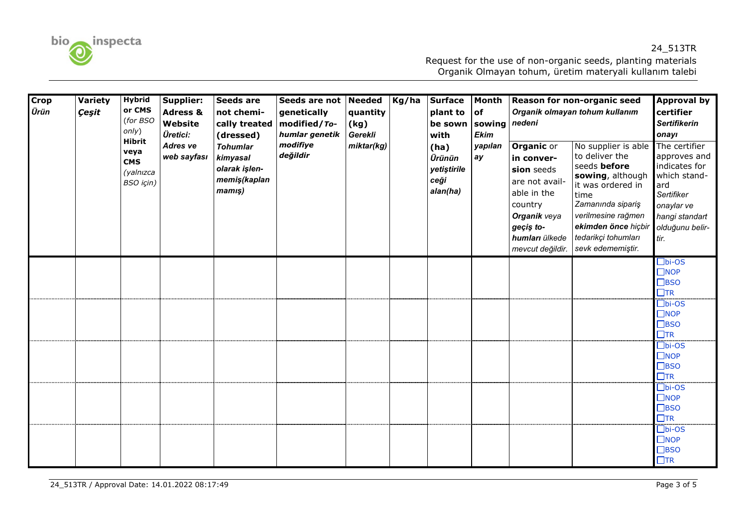| **Crop** *Ürün* | **Variety** *Çeşit* | **Hybrid or CMS** (*for BSO only*) **Hibrit veya CMS** (*yalnızca BSO için*) | **Supplier: Adress & Website** *Üretici: Adres ve web sayfası* | **Seeds are not chemically treated (dressed)** *Tohumlar kimyasal olarak işlenmemiş(kaplanmamış)* | **Seeds are not genetically modified/** *Tohumlar genetik modifiye değildir* | **Needed quantity (kg)** *Gerekli miktar(kg)* | **Kg/ha** | **Surface plant to be sown with (ha)** *Ürünün yetiştirileceği alan(ha)* | **Month of sowing** *Ekim yapılan ay* | **Reason for non-organic seed** *Organik olmayan tohum kullanım nedeni* | | **Approval by certifier** *Sertifikerin onayı* |
|---|---|---|---|---|---|---|---|---|---|---|---|---|
| | | | | | | | | | | **Organic** or **in conversion** seeds are not available in the country *Organik veya geçiş tohumları ülkede mevcut değildir.* | No supplier is able to deliver the seeds **before sowing**, although it was ordered in time *Zamanında sipariş verilmesine rağmen* ***ekimden önce*** *hiçbir tedarikçi tohumları sevk edememiştir.* | The certifier approves and indicates for which standard *Sertifiker onaylar ve hangi standart olduğunu belirtir.* |
| | | | | | | | | | | | | ☐bi-OS ☐NOP ☐BSO ☐TR |
| | | | | | | | | | | | | ☐bi-OS ☐NOP ☐BSO ☐TR |
| | | | | | | | | | | | | ☐bi-OS ☐NOP ☐BSO ☐TR |
| | | | | | | | | | | | | ☐bi-OS ☐NOP ☐BSO ☐TR |
| | | | | | | | | | | | | ☐bi-OS ☐NOP ☐BSO ☐TR |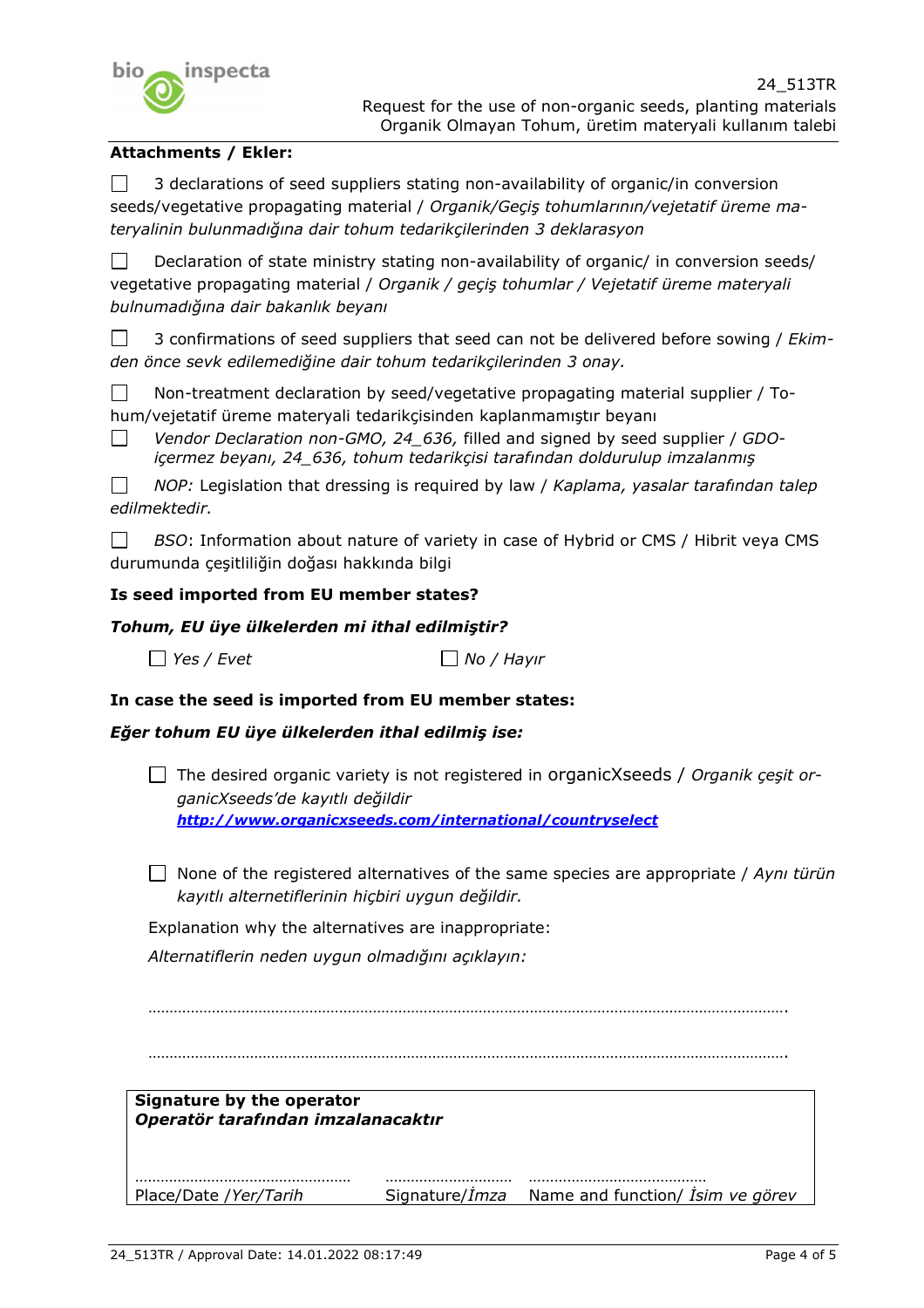**Attachments / Ekler:**

☐ 3 declarations of seed suppliers stating non-availability of organic/in conversion seeds/vegetative propagating material / *Organik/Geçiş tohumlarının/vejetatif üreme materyalinin bulunmadığına dair tohum tedarikçilerinden 3 deklarasyon*

☐ Declaration of state ministry stating non-availability of organic/ in conversion seeds/ vegetative propagating material / *Organik / geçiş tohumlar / Vejetatif üreme materyali bulunmadığına dair bakanlık beyanı*

☐ 3 confirmations of seed suppliers that seed can not be delivered before sowing / *Ekimden önce sevk edilemediğine dair tohum tedarikçilerinden 3 onay.*

☐ Non-treatment declaration by seed/vegetative propagating material supplier / Tohum/vejetatif üreme materyali tedarikçisinden kaplanmamıştır beyanı

☐ *Vendor Declaration non-GMO, 24_636,* filled and signed by seed supplier / *GDO-içermez beyanı, 24_636, tohum tedarikçisi tarafından doldurulup imzalanmış*

☐ *NOP:* Legislation that dressing is required by law / *Kaplama, yasalar tarafından talep edilmektedir.*

☐ *BSO*: Information about nature of variety in case of Hybrid or CMS / Hibrit veya CMS durumunda çeşitliliğin doğası hakkında bilgi

**Is seed imported from EU member states?**

***Tohum, EU üye ülkelerden mi ithal edilmiştir?***

☐ *Yes / Evet* ☐ *No / Hayır*

**In case the seed is imported from EU member states:**

***Eğer tohum EU üye ülkelerden ithal edilmiş ise:***

☐ The desired organic variety is not registered in organicXseeds / *Organik çeşit organicXseeds'de kayıtlı değildir*
***http://www.organicxseeds.com/international/countryselect***

☐ None of the registered alternatives of the same species are appropriate / *Aynı türün kayıtlı alternetiflerinin hiçbiri uygun değildir.*

Explanation why the alternatives are inappropriate:

*Alternatiflerin neden uygun olmadığını açıklayın:*

……………………………………………………………………………………………………………………….

……………………………………………………………………………………………………………………….

| **Signature by the operator**<br>***Operatör tarafından imzalanacaktır*** | | |
|---|---|---|
| ……………………………………………<br>Place/Date /*Yer/Tarih* | ………………………<br>Signature/*İmza* | ……………………………………<br>Name and function/ *İsim ve görev* |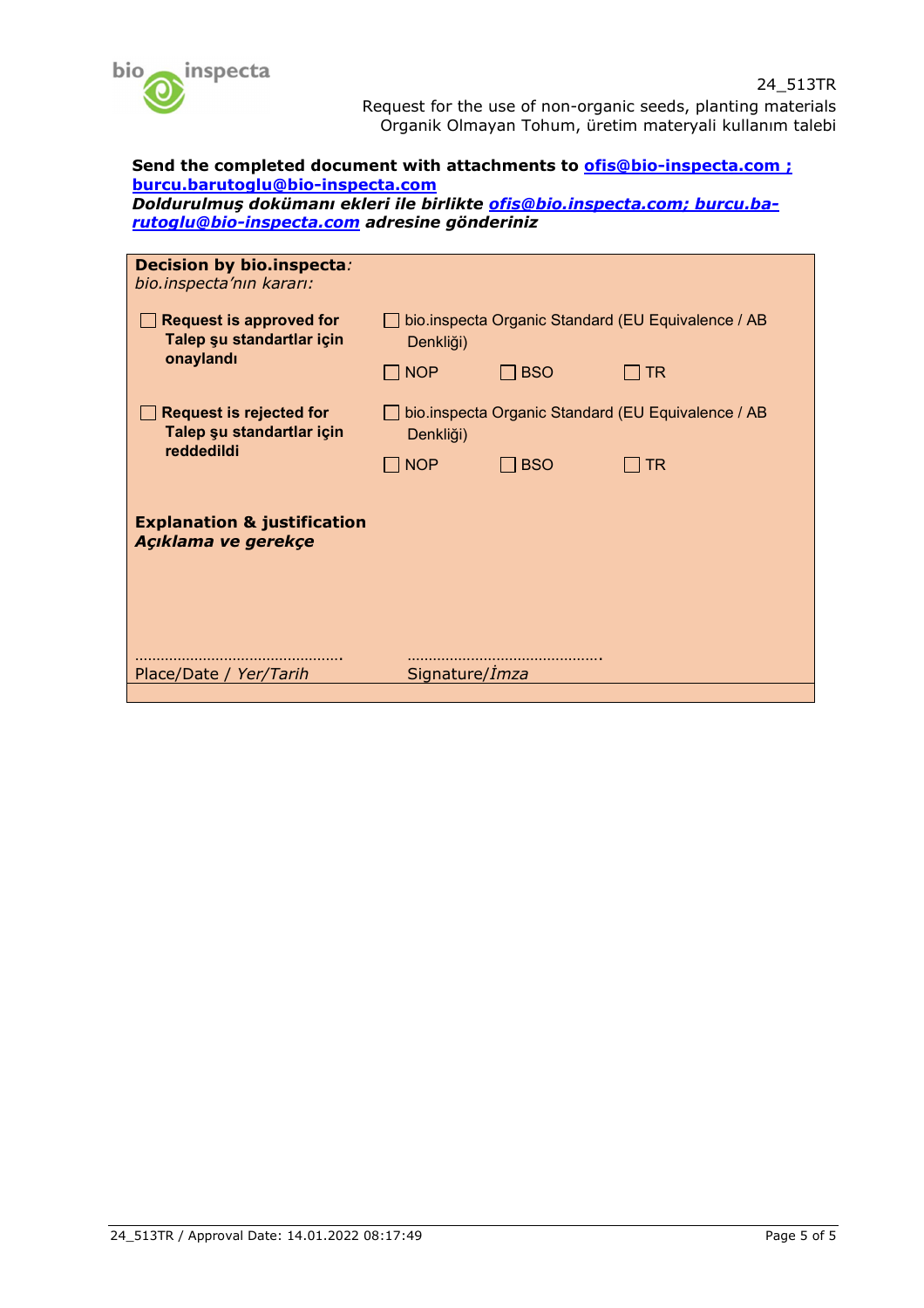**Send the completed document with attachments to [ofis@bio-inspecta.com ;](mailto:ofis@bio-inspecta.com) [burcu.barutoglu@bio-inspecta.com](mailto:burcu.barutoglu@bio-inspecta.com)**
***Doldurulmuş dokümanı ekleri ile birlikte [ofis@bio.inspecta.com; burcu.barutoglu@bio-inspecta.com](mailto:ofis@bio.inspecta.com) adresine gönderiniz***

**Decision by bio.inspecta**:
*bio.inspecta'nın kararı:*

| | |
|---|---|
| ☐ **Request is approved for** **Talep şu standartlar için onaylandı** | ☐ bio.inspecta Organic Standard (EU Equivalence / AB Denkliği) ☐ NOP ☐ BSO ☐ TR |
| ☐ **Request is rejected for** **Talep şu standartlar için reddedildi** | ☐ bio.inspecta Organic Standard (EU Equivalence / AB Denkliği) ☐ NOP ☐ BSO ☐ TR |

**Explanation & justification**
***Açıklama ve gerekçe***

……………………………………….&nbsp;&nbsp;&nbsp;&nbsp;&nbsp;&nbsp;&nbsp;&nbsp;……………………………………….
Place/Date / *Yer/Tarih*&nbsp;&nbsp;&nbsp;&nbsp;&nbsp;&nbsp;&nbsp;&nbsp;Signature/*İmza*